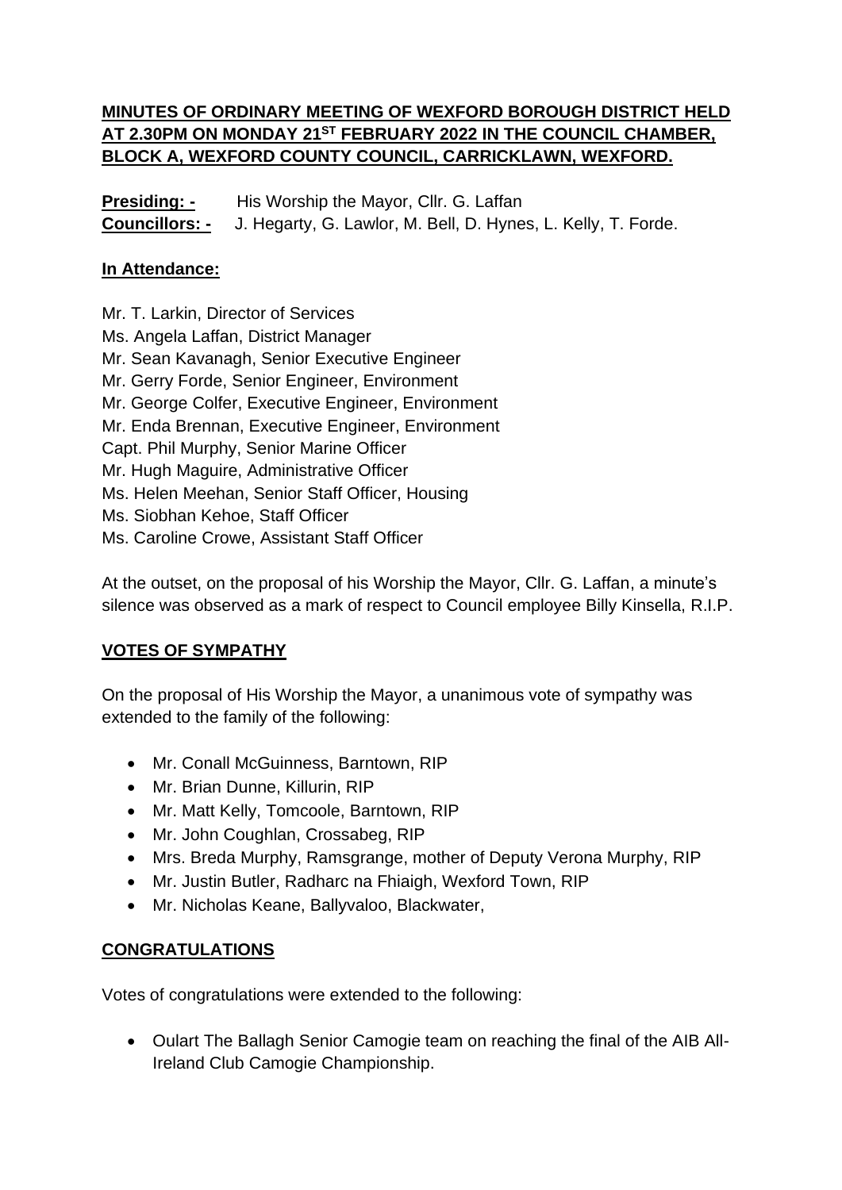**MINUTES OF ORDINARY MEETING OF WEXFORD BOROUGH DISTRICT HELD AT 2.30PM ON MONDAY 21ST FEBRUARY 2022 IN THE COUNCIL CHAMBER, BLOCK A, WEXFORD COUNTY COUNCIL, CARRICKLAWN, WEXFORD.**

**Presiding: -** His Worship the Mayor, Cllr. G. Laffan
**Councillors: -** J. Hegarty, G. Lawlor, M. Bell, D. Hynes, L. Kelly, T. Forde.

**In Attendance:**

Mr. T. Larkin, Director of Services
Ms. Angela Laffan, District Manager
Mr. Sean Kavanagh, Senior Executive Engineer
Mr. Gerry Forde, Senior Engineer, Environment
Mr. George Colfer, Executive Engineer, Environment
Mr. Enda Brennan, Executive Engineer, Environment
Capt. Phil Murphy, Senior Marine Officer
Mr. Hugh Maguire, Administrative Officer
Ms. Helen Meehan, Senior Staff Officer, Housing
Ms. Siobhan Kehoe, Staff Officer
Ms. Caroline Crowe, Assistant Staff Officer

At the outset, on the proposal of his Worship the Mayor, Cllr. G. Laffan, a minute's silence was observed as a mark of respect to Council employee Billy Kinsella, R.I.P.

**VOTES OF SYMPATHY**

On the proposal of His Worship the Mayor, a unanimous vote of sympathy was extended to the family of the following:

- Mr. Conall McGuinness, Barntown, RIP
- Mr. Brian Dunne, Killurin, RIP
- Mr. Matt Kelly, Tomcoole, Barntown, RIP
- Mr. John Coughlan, Crossabeg, RIP
- Mrs. Breda Murphy, Ramsgrange, mother of Deputy Verona Murphy, RIP
- Mr. Justin Butler, Radharc na Fhiaigh, Wexford Town, RIP
- Mr. Nicholas Keane, Ballyvaloo, Blackwater,

**CONGRATULATIONS**

Votes of congratulations were extended to the following:

- Oulart The Ballagh Senior Camogie team on reaching the final of the AIB All-Ireland Club Camogie Championship.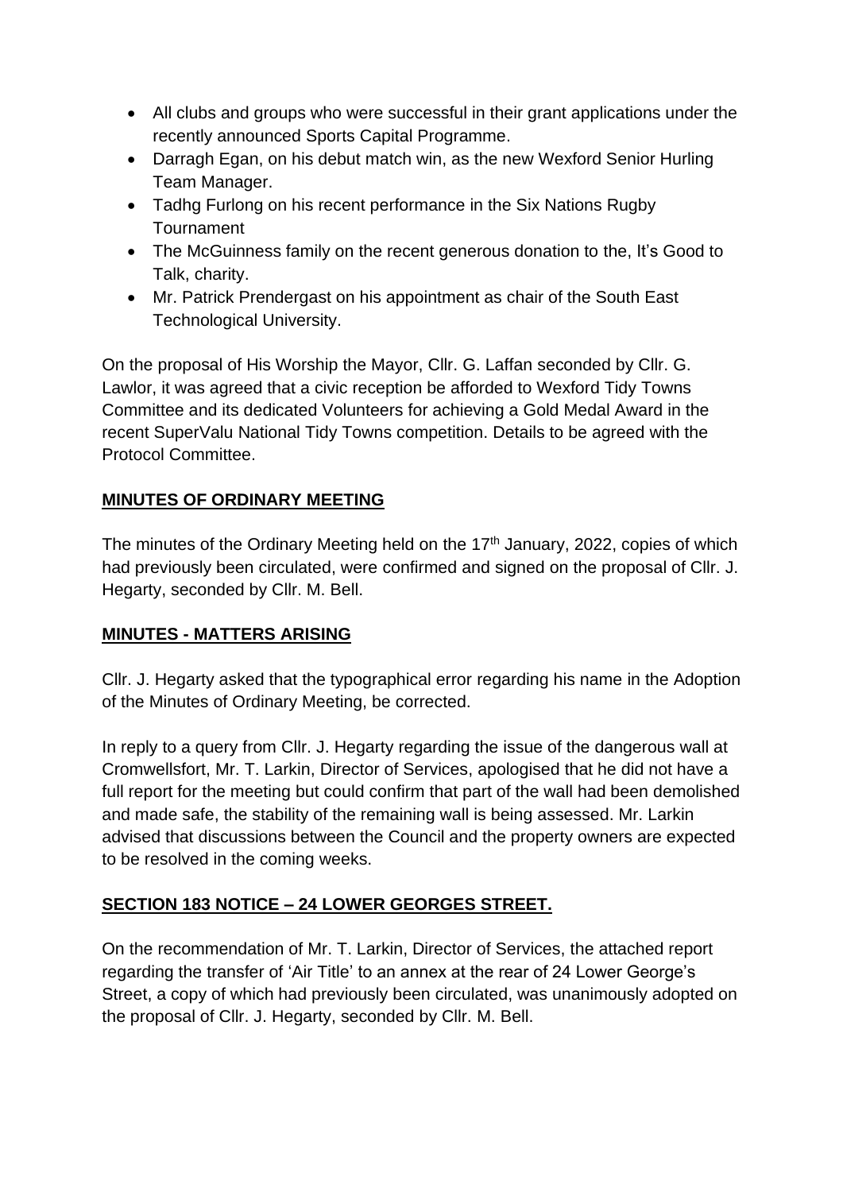- All clubs and groups who were successful in their grant applications under the recently announced Sports Capital Programme.
- Darragh Egan, on his debut match win, as the new Wexford Senior Hurling Team Manager.
- Tadhg Furlong on his recent performance in the Six Nations Rugby Tournament
- The McGuinness family on the recent generous donation to the, It's Good to Talk, charity.
- Mr. Patrick Prendergast on his appointment as chair of the South East Technological University.

On the proposal of His Worship the Mayor, Cllr. G. Laffan seconded by Cllr. G. Lawlor, it was agreed that a civic reception be afforded to Wexford Tidy Towns Committee and its dedicated Volunteers for achieving a Gold Medal Award in the recent SuperValu National Tidy Towns competition. Details to be agreed with the Protocol Committee.

**MINUTES OF ORDINARY MEETING**

The minutes of the Ordinary Meeting held on the 17th January, 2022, copies of which had previously been circulated, were confirmed and signed on the proposal of Cllr. J. Hegarty, seconded by Cllr. M. Bell.

**MINUTES - MATTERS ARISING**

Cllr. J. Hegarty asked that the typographical error regarding his name in the Adoption of the Minutes of Ordinary Meeting, be corrected.

In reply to a query from Cllr. J. Hegarty regarding the issue of the dangerous wall at Cromwellsfort, Mr. T. Larkin, Director of Services, apologised that he did not have a full report for the meeting but could confirm that part of the wall had been demolished and made safe, the stability of the remaining wall is being assessed. Mr. Larkin advised that discussions between the Council and the property owners are expected to be resolved in the coming weeks.

**SECTION 183 NOTICE – 24 LOWER GEORGES STREET.**

On the recommendation of Mr. T. Larkin, Director of Services, the attached report regarding the transfer of 'Air Title' to an annex at the rear of 24 Lower George's Street, a copy of which had previously been circulated, was unanimously adopted on the proposal of Cllr. J. Hegarty, seconded by Cllr. M. Bell.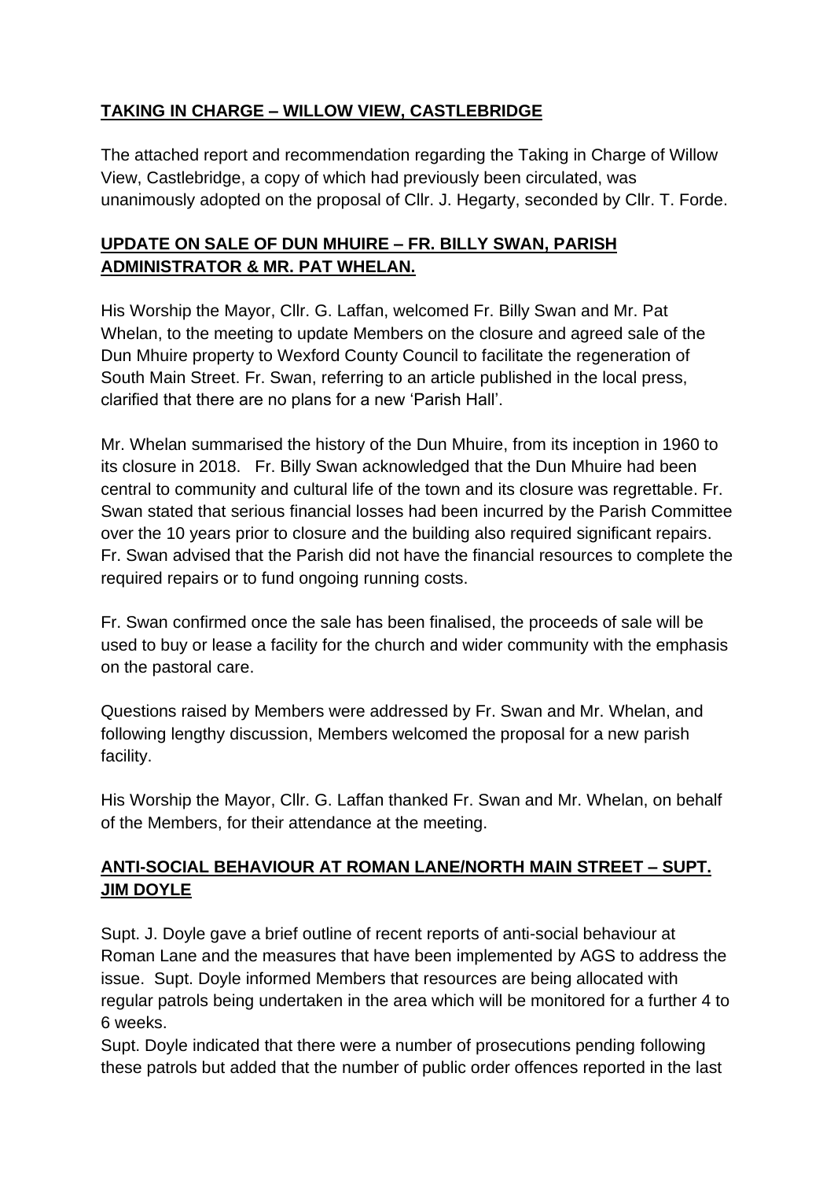**TAKING IN CHARGE – WILLOW VIEW, CASTLEBRIDGE**

The attached report and recommendation regarding the Taking in Charge of Willow View, Castlebridge, a copy of which had previously been circulated, was unanimously adopted on the proposal of Cllr. J. Hegarty, seconded by Cllr. T. Forde.

**UPDATE ON SALE OF DUN MHUIRE – FR. BILLY SWAN, PARISH ADMINISTRATOR & MR. PAT WHELAN.**

His Worship the Mayor, Cllr. G. Laffan, welcomed Fr. Billy Swan and Mr. Pat Whelan, to the meeting to update Members on the closure and agreed sale of the Dun Mhuire property to Wexford County Council to facilitate the regeneration of South Main Street. Fr. Swan, referring to an article published in the local press, clarified that there are no plans for a new 'Parish Hall'.

Mr. Whelan summarised the history of the Dun Mhuire, from its inception in 1960 to its closure in 2018. Fr. Billy Swan acknowledged that the Dun Mhuire had been central to community and cultural life of the town and its closure was regrettable. Fr. Swan stated that serious financial losses had been incurred by the Parish Committee over the 10 years prior to closure and the building also required significant repairs. Fr. Swan advised that the Parish did not have the financial resources to complete the required repairs or to fund ongoing running costs.

Fr. Swan confirmed once the sale has been finalised, the proceeds of sale will be used to buy or lease a facility for the church and wider community with the emphasis on the pastoral care.

Questions raised by Members were addressed by Fr. Swan and Mr. Whelan, and following lengthy discussion, Members welcomed the proposal for a new parish facility.

His Worship the Mayor, Cllr. G. Laffan thanked Fr. Swan and Mr. Whelan, on behalf of the Members, for their attendance at the meeting.

**ANTI-SOCIAL BEHAVIOUR AT ROMAN LANE/NORTH MAIN STREET – SUPT. JIM DOYLE**

Supt. J. Doyle gave a brief outline of recent reports of anti-social behaviour at Roman Lane and the measures that have been implemented by AGS to address the issue. Supt. Doyle informed Members that resources are being allocated with regular patrols being undertaken in the area which will be monitored for a further 4 to 6 weeks.

Supt. Doyle indicated that there were a number of prosecutions pending following these patrols but added that the number of public order offences reported in the last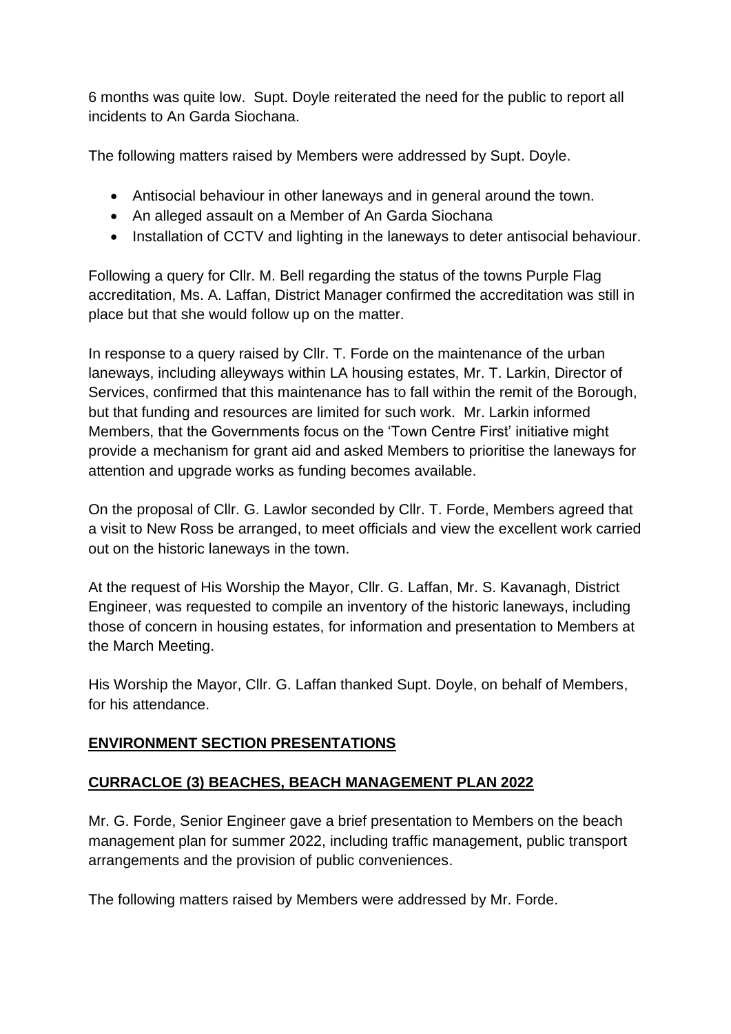6 months was quite low. Supt. Doyle reiterated the need for the public to report all incidents to An Garda Siochana.

The following matters raised by Members were addressed by Supt. Doyle.

- Antisocial behaviour in other laneways and in general around the town.
- An alleged assault on a Member of An Garda Siochana
- Installation of CCTV and lighting in the laneways to deter antisocial behaviour.

Following a query for Cllr. M. Bell regarding the status of the towns Purple Flag accreditation, Ms. A. Laffan, District Manager confirmed the accreditation was still in place but that she would follow up on the matter.

In response to a query raised by Cllr. T. Forde on the maintenance of the urban laneways, including alleyways within LA housing estates, Mr. T. Larkin, Director of Services, confirmed that this maintenance has to fall within the remit of the Borough, but that funding and resources are limited for such work. Mr. Larkin informed Members, that the Governments focus on the 'Town Centre First' initiative might provide a mechanism for grant aid and asked Members to prioritise the laneways for attention and upgrade works as funding becomes available.

On the proposal of Cllr. G. Lawlor seconded by Cllr. T. Forde, Members agreed that a visit to New Ross be arranged, to meet officials and view the excellent work carried out on the historic laneways in the town.

At the request of His Worship the Mayor, Cllr. G. Laffan, Mr. S. Kavanagh, District Engineer, was requested to compile an inventory of the historic laneways, including those of concern in housing estates, for information and presentation to Members at the March Meeting.

His Worship the Mayor, Cllr. G. Laffan thanked Supt. Doyle, on behalf of Members, for his attendance.

## ENVIRONMENT SECTION PRESENTATIONS

## CURRACLOE (3) BEACHES, BEACH MANAGEMENT PLAN 2022

Mr. G. Forde, Senior Engineer gave a brief presentation to Members on the beach management plan for summer 2022, including traffic management, public transport arrangements and the provision of public conveniences.

The following matters raised by Members were addressed by Mr. Forde.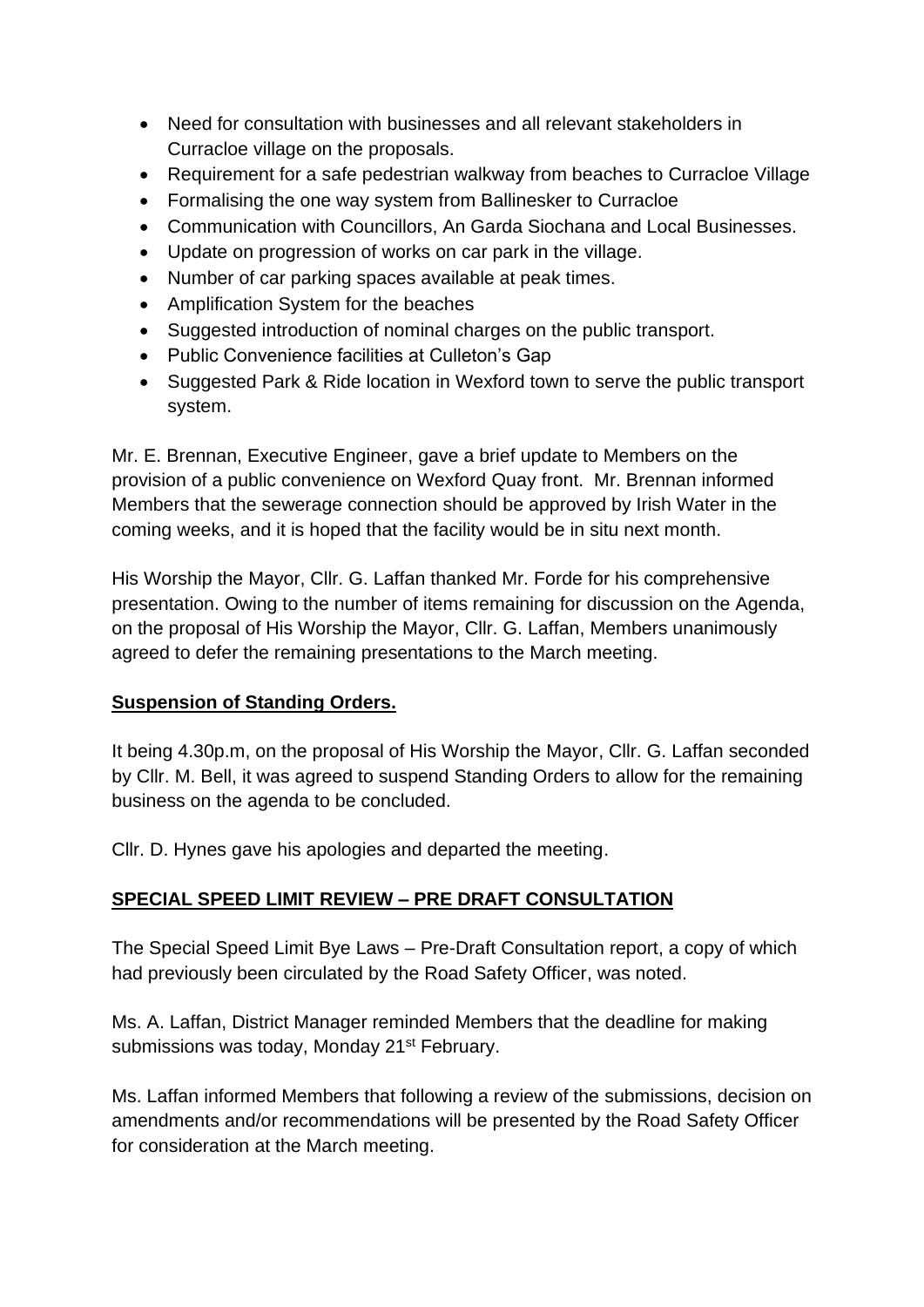- Need for consultation with businesses and all relevant stakeholders in Curracloe village on the proposals.
- Requirement for a safe pedestrian walkway from beaches to Curracloe Village
- Formalising the one way system from Ballinesker to Curracloe
- Communication with Councillors, An Garda Siochana and Local Businesses.
- Update on progression of works on car park in the village.
- Number of car parking spaces available at peak times.
- Amplification System for the beaches
- Suggested introduction of nominal charges on the public transport.
- Public Convenience facilities at Culleton's Gap
- Suggested Park & Ride location in Wexford town to serve the public transport system.

Mr. E. Brennan, Executive Engineer, gave a brief update to Members on the provision of a public convenience on Wexford Quay front. Mr. Brennan informed Members that the sewerage connection should be approved by Irish Water in the coming weeks, and it is hoped that the facility would be in situ next month.

His Worship the Mayor, Cllr. G. Laffan thanked Mr. Forde for his comprehensive presentation. Owing to the number of items remaining for discussion on the Agenda, on the proposal of His Worship the Mayor, Cllr. G. Laffan, Members unanimously agreed to defer the remaining presentations to the March meeting.

**Suspension of Standing Orders.**

It being 4.30p.m, on the proposal of His Worship the Mayor, Cllr. G. Laffan seconded by Cllr. M. Bell, it was agreed to suspend Standing Orders to allow for the remaining business on the agenda to be concluded.

Cllr. D. Hynes gave his apologies and departed the meeting.

**SPECIAL SPEED LIMIT REVIEW – PRE DRAFT CONSULTATION**

The Special Speed Limit Bye Laws – Pre-Draft Consultation report, a copy of which had previously been circulated by the Road Safety Officer, was noted.

Ms. A. Laffan, District Manager reminded Members that the deadline for making submissions was today, Monday 21st February.

Ms. Laffan informed Members that following a review of the submissions, decision on amendments and/or recommendations will be presented by the Road Safety Officer for consideration at the March meeting.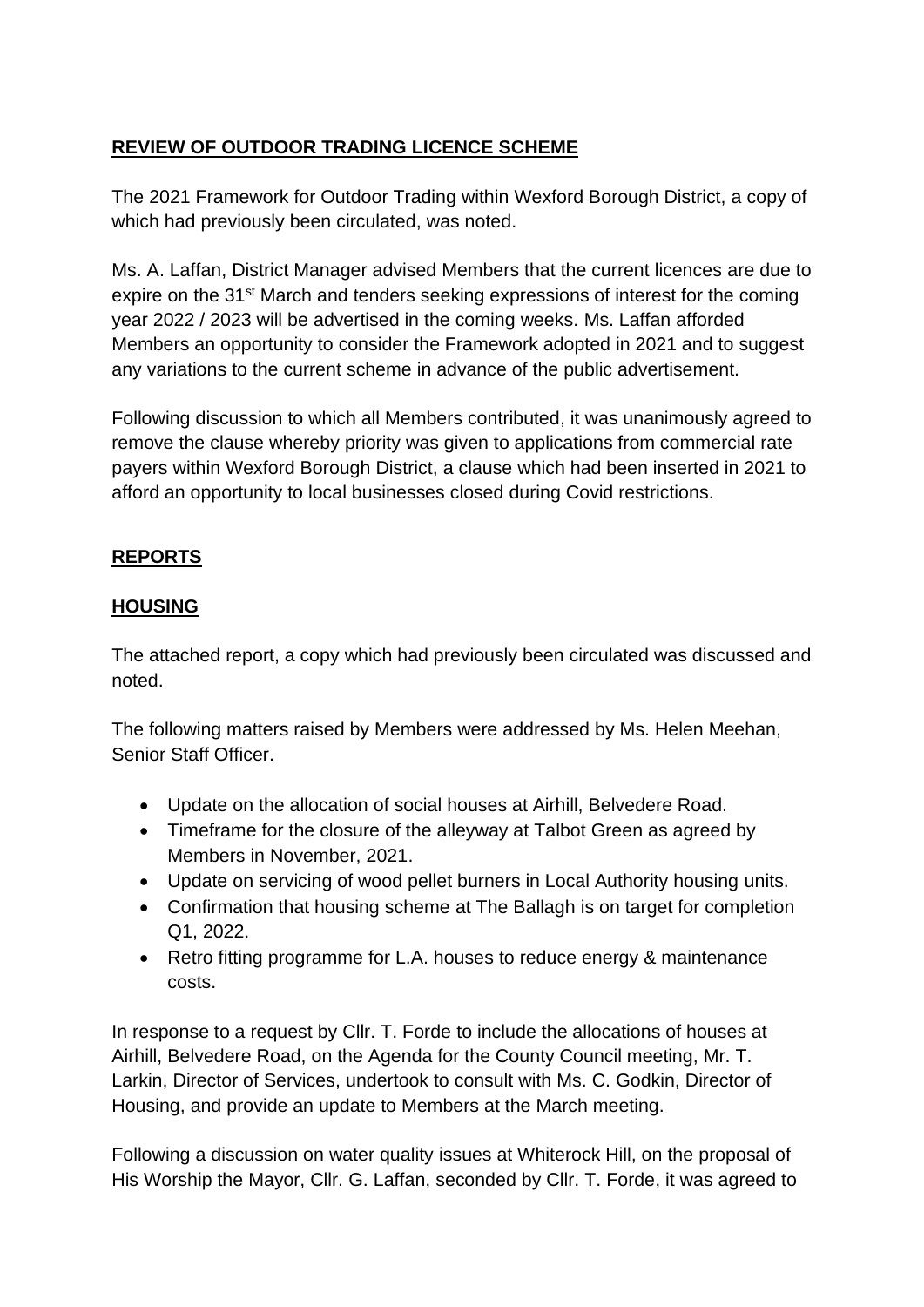**REVIEW OF OUTDOOR TRADING LICENCE SCHEME**

The 2021 Framework for Outdoor Trading within Wexford Borough District, a copy of which had previously been circulated, was noted.

Ms. A. Laffan, District Manager advised Members that the current licences are due to expire on the 31st March and tenders seeking expressions of interest for the coming year 2022 / 2023 will be advertised in the coming weeks. Ms. Laffan afforded Members an opportunity to consider the Framework adopted in 2021 and to suggest any variations to the current scheme in advance of the public advertisement.

Following discussion to which all Members contributed, it was unanimously agreed to remove the clause whereby priority was given to applications from commercial rate payers within Wexford Borough District, a clause which had been inserted in 2021 to afford an opportunity to local businesses closed during Covid restrictions.

**REPORTS**

**HOUSING**

The attached report, a copy which had previously been circulated was discussed and noted.

The following matters raised by Members were addressed by Ms. Helen Meehan, Senior Staff Officer.

- Update on the allocation of social houses at Airhill, Belvedere Road.
- Timeframe for the closure of the alleyway at Talbot Green as agreed by Members in November, 2021.
- Update on servicing of wood pellet burners in Local Authority housing units.
- Confirmation that housing scheme at The Ballagh is on target for completion Q1, 2022.
- Retro fitting programme for L.A. houses to reduce energy & maintenance costs.

In response to a request by Cllr. T. Forde to include the allocations of houses at Airhill, Belvedere Road, on the Agenda for the County Council meeting, Mr. T. Larkin, Director of Services, undertook to consult with Ms. C. Godkin, Director of Housing, and provide an update to Members at the March meeting.

Following a discussion on water quality issues at Whiterock Hill, on the proposal of His Worship the Mayor, Cllr. G. Laffan, seconded by Cllr. T. Forde, it was agreed to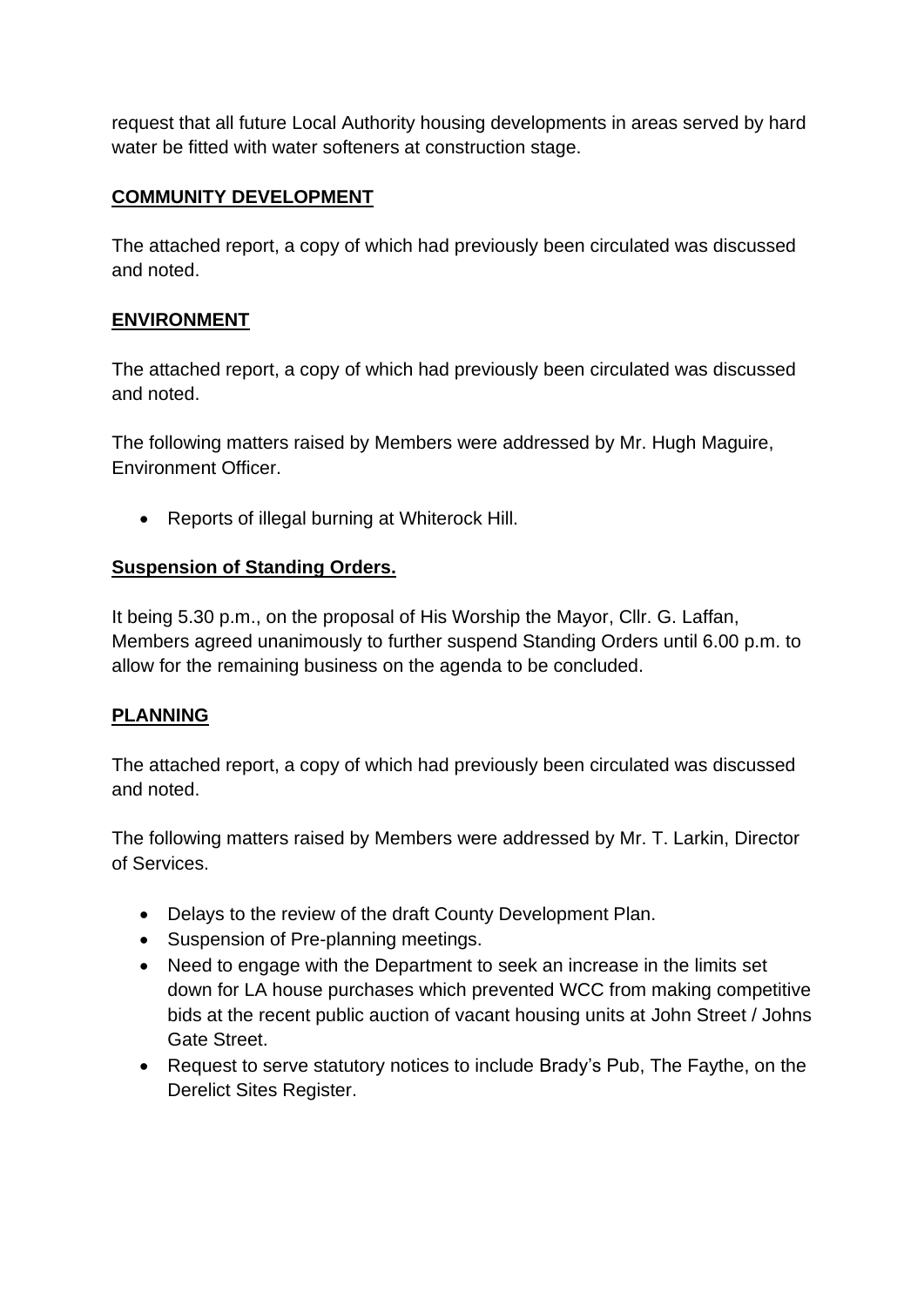request that all future Local Authority housing developments in areas served by hard water be fitted with water softeners at construction stage.

**COMMUNITY DEVELOPMENT**

The attached report, a copy of which had previously been circulated was discussed and noted.

**ENVIRONMENT**

The attached report, a copy of which had previously been circulated was discussed and noted.

The following matters raised by Members were addressed by Mr. Hugh Maguire, Environment Officer.

- Reports of illegal burning at Whiterock Hill.

**Suspension of Standing Orders.**

It being 5.30 p.m., on the proposal of His Worship the Mayor, Cllr. G. Laffan, Members agreed unanimously to further suspend Standing Orders until 6.00 p.m. to allow for the remaining business on the agenda to be concluded.

**PLANNING**

The attached report, a copy of which had previously been circulated was discussed and noted.

The following matters raised by Members were addressed by Mr. T. Larkin, Director of Services.

- Delays to the review of the draft County Development Plan.
- Suspension of Pre-planning meetings.
- Need to engage with the Department to seek an increase in the limits set down for LA house purchases which prevented WCC from making competitive bids at the recent public auction of vacant housing units at John Street / Johns Gate Street.
- Request to serve statutory notices to include Brady's Pub, The Faythe, on the Derelict Sites Register.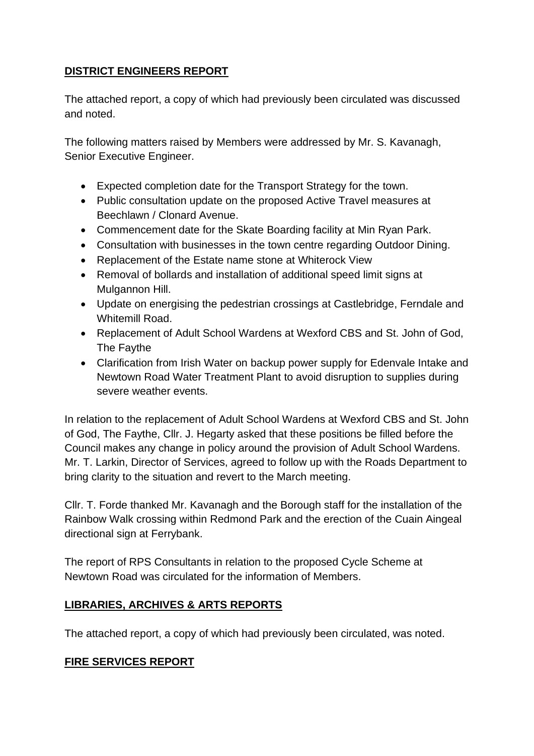## **DISTRICT ENGINEERS REPORT**

The attached report, a copy of which had previously been circulated was discussed and noted.

The following matters raised by Members were addressed by Mr. S. Kavanagh, Senior Executive Engineer.

- Expected completion date for the Transport Strategy for the town.
- Public consultation update on the proposed Active Travel measures at Beechlawn / Clonard Avenue.
- Commencement date for the Skate Boarding facility at Min Ryan Park.
- Consultation with businesses in the town centre regarding Outdoor Dining.
- Replacement of the Estate name stone at Whiterock View
- Removal of bollards and installation of additional speed limit signs at Mulgannon Hill.
- Update on energising the pedestrian crossings at Castlebridge, Ferndale and Whitemill Road.
- Replacement of Adult School Wardens at Wexford CBS and St. John of God, The Faythe
- Clarification from Irish Water on backup power supply for Edenvale Intake and Newtown Road Water Treatment Plant to avoid disruption to supplies during severe weather events.

In relation to the replacement of Adult School Wardens at Wexford CBS and St. John of God, The Faythe, Cllr. J. Hegarty asked that these positions be filled before the Council makes any change in policy around the provision of Adult School Wardens. Mr. T. Larkin, Director of Services, agreed to follow up with the Roads Department to bring clarity to the situation and revert to the March meeting.

Cllr. T. Forde thanked Mr. Kavanagh and the Borough staff for the installation of the Rainbow Walk crossing within Redmond Park and the erection of the Cuain Aingeal directional sign at Ferrybank.

The report of RPS Consultants in relation to the proposed Cycle Scheme at Newtown Road was circulated for the information of Members.

## **LIBRARIES, ARCHIVES & ARTS REPORTS**

The attached report, a copy of which had previously been circulated, was noted.

## **FIRE SERVICES REPORT**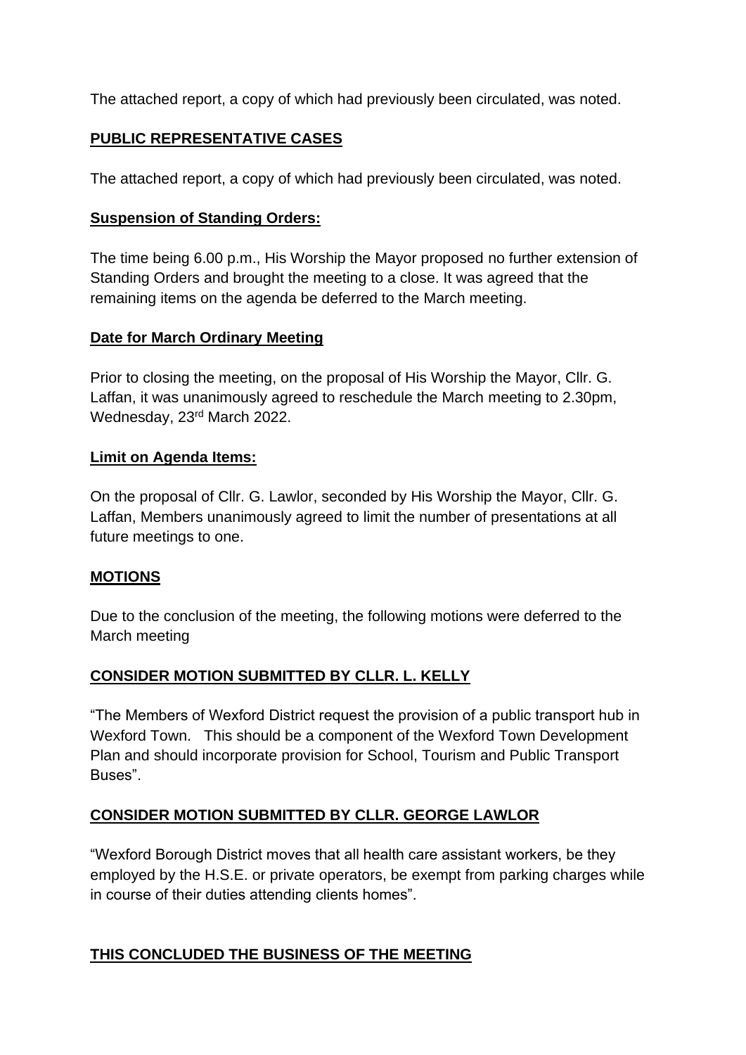The attached report, a copy of which had previously been circulated, was noted.

**PUBLIC REPRESENTATIVE CASES**

The attached report, a copy of which had previously been circulated, was noted.

**Suspension of Standing Orders:**

The time being 6.00 p.m., His Worship the Mayor proposed no further extension of Standing Orders and brought the meeting to a close. It was agreed that the remaining items on the agenda be deferred to the March meeting.

**Date for March Ordinary Meeting**

Prior to closing the meeting, on the proposal of His Worship the Mayor, Cllr. G. Laffan, it was unanimously agreed to reschedule the March meeting to 2.30pm, Wednesday, 23rd March 2022.

**Limit on Agenda Items:**

On the proposal of Cllr. G. Lawlor, seconded by His Worship the Mayor, Cllr. G. Laffan, Members unanimously agreed to limit the number of presentations at all future meetings to one.

**MOTIONS**

Due to the conclusion of the meeting, the following motions were deferred to the March meeting

**CONSIDER MOTION SUBMITTED BY CLLR. L. KELLY**

"The Members of Wexford District request the provision of a public transport hub in Wexford Town. This should be a component of the Wexford Town Development Plan and should incorporate provision for School, Tourism and Public Transport Buses".

**CONSIDER MOTION SUBMITTED BY CLLR. GEORGE LAWLOR**

"Wexford Borough District moves that all health care assistant workers, be they employed by the H.S.E. or private operators, be exempt from parking charges while in course of their duties attending clients homes".

**THIS CONCLUDED THE BUSINESS OF THE MEETING**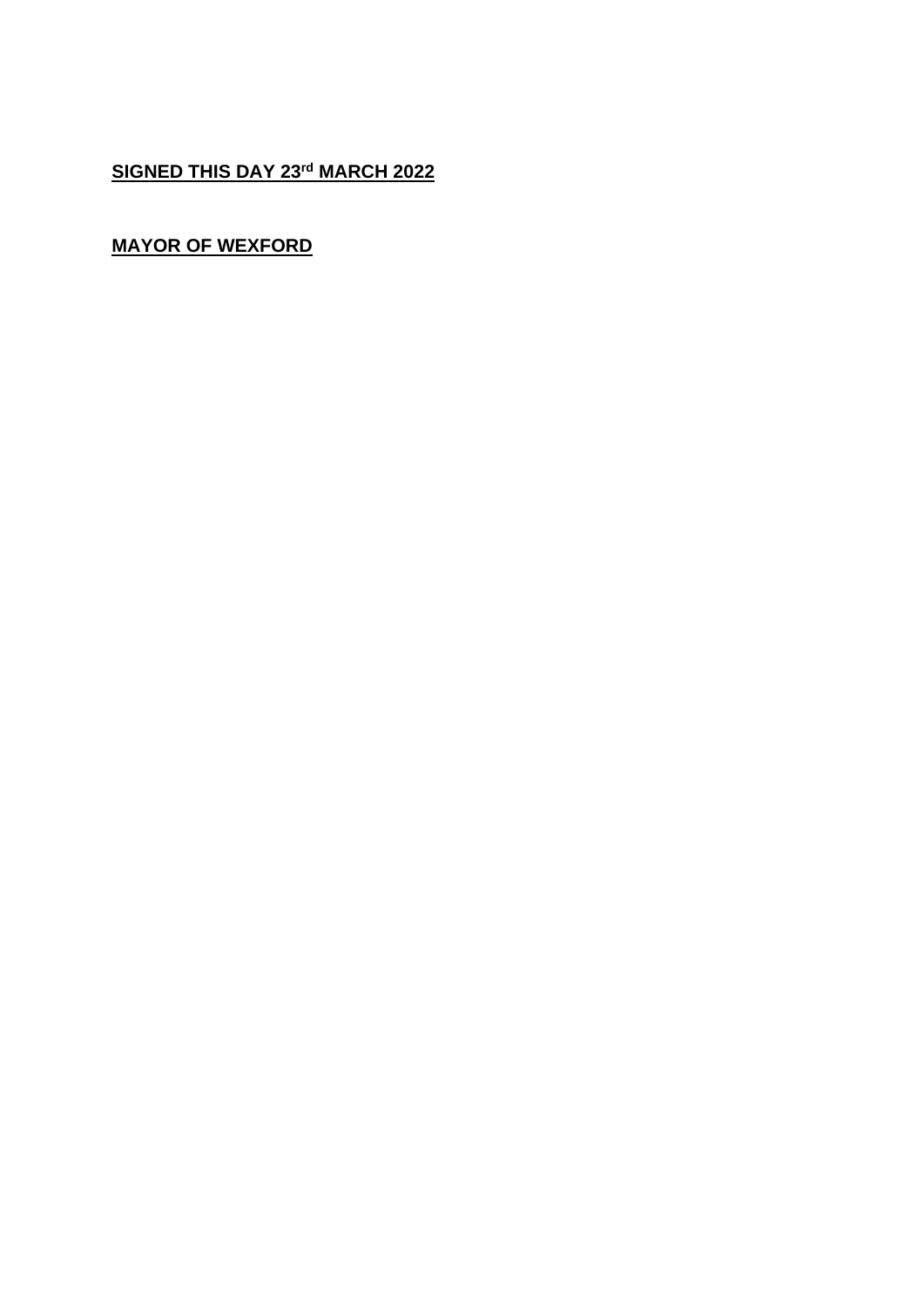**SIGNED THIS DAY 23rd MARCH 2022**

**MAYOR OF WEXFORD**